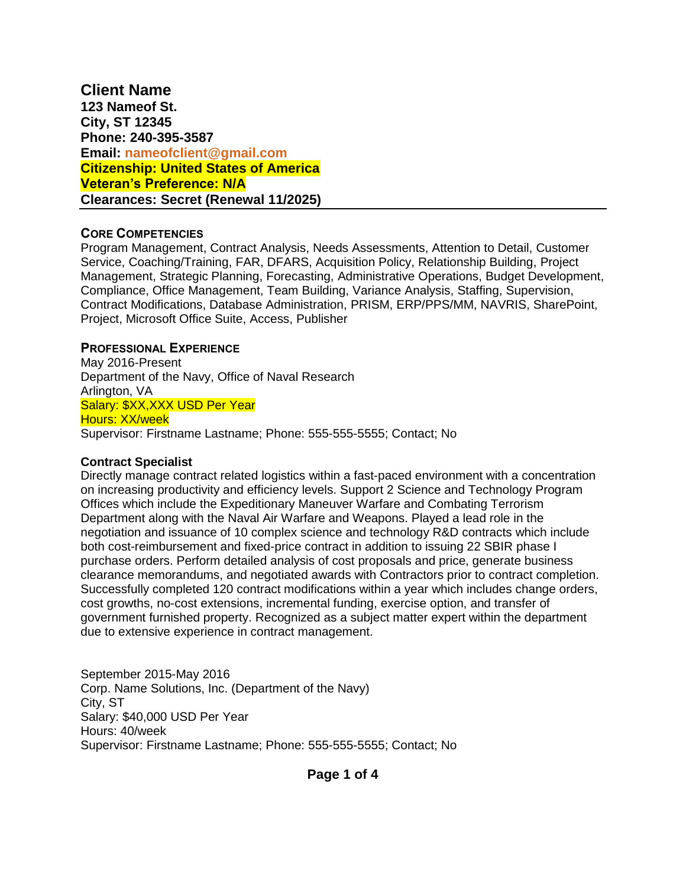# Client Name

**123 Nameof St.**
**City, ST 12345**
**Phone: 240-395-3587**
**Email: nameofclient@gmail.com**
**Citizenship: United States of America**
**Veteran's Preference: N/A**
**Clearances: Secret (Renewal 11/2025)**

---

## CORE COMPETENCIES

Program Management, Contract Analysis, Needs Assessments, Attention to Detail, Customer Service, Coaching/Training, FAR, DFARS, Acquisition Policy, Relationship Building, Project Management, Strategic Planning, Forecasting, Administrative Operations, Budget Development, Compliance, Office Management, Team Building, Variance Analysis, Staffing, Supervision, Contract Modifications, Database Administration, PRISM, ERP/PPS/MM, NAVRIS, SharePoint, Project, Microsoft Office Suite, Access, Publisher

## PROFESSIONAL EXPERIENCE

May 2016-Present
Department of the Navy, Office of Naval Research
Arlington, VA
Salary: $XX,XXX USD Per Year
Hours: XX/week
Supervisor: Firstname Lastname; Phone: 555-555-5555; Contact; No

**Contract Specialist**
Directly manage contract related logistics within a fast-paced environment with a concentration on increasing productivity and efficiency levels. Support 2 Science and Technology Program Offices which include the Expeditionary Maneuver Warfare and Combating Terrorism Department along with the Naval Air Warfare and Weapons. Played a lead role in the negotiation and issuance of 10 complex science and technology R&D contracts which include both cost-reimbursement and fixed-price contract in addition to issuing 22 SBIR phase I purchase orders. Perform detailed analysis of cost proposals and price, generate business clearance memorandums, and negotiated awards with Contractors prior to contract completion. Successfully completed 120 contract modifications within a year which includes change orders, cost growths, no-cost extensions, incremental funding, exercise option, and transfer of government furnished property. Recognized as a subject matter expert within the department due to extensive experience in contract management.

September 2015-May 2016
Corp. Name Solutions, Inc. (Department of the Navy)
City, ST
Salary: $40,000 USD Per Year
Hours: 40/week
Supervisor: Firstname Lastname; Phone: 555-555-5555; Contact; No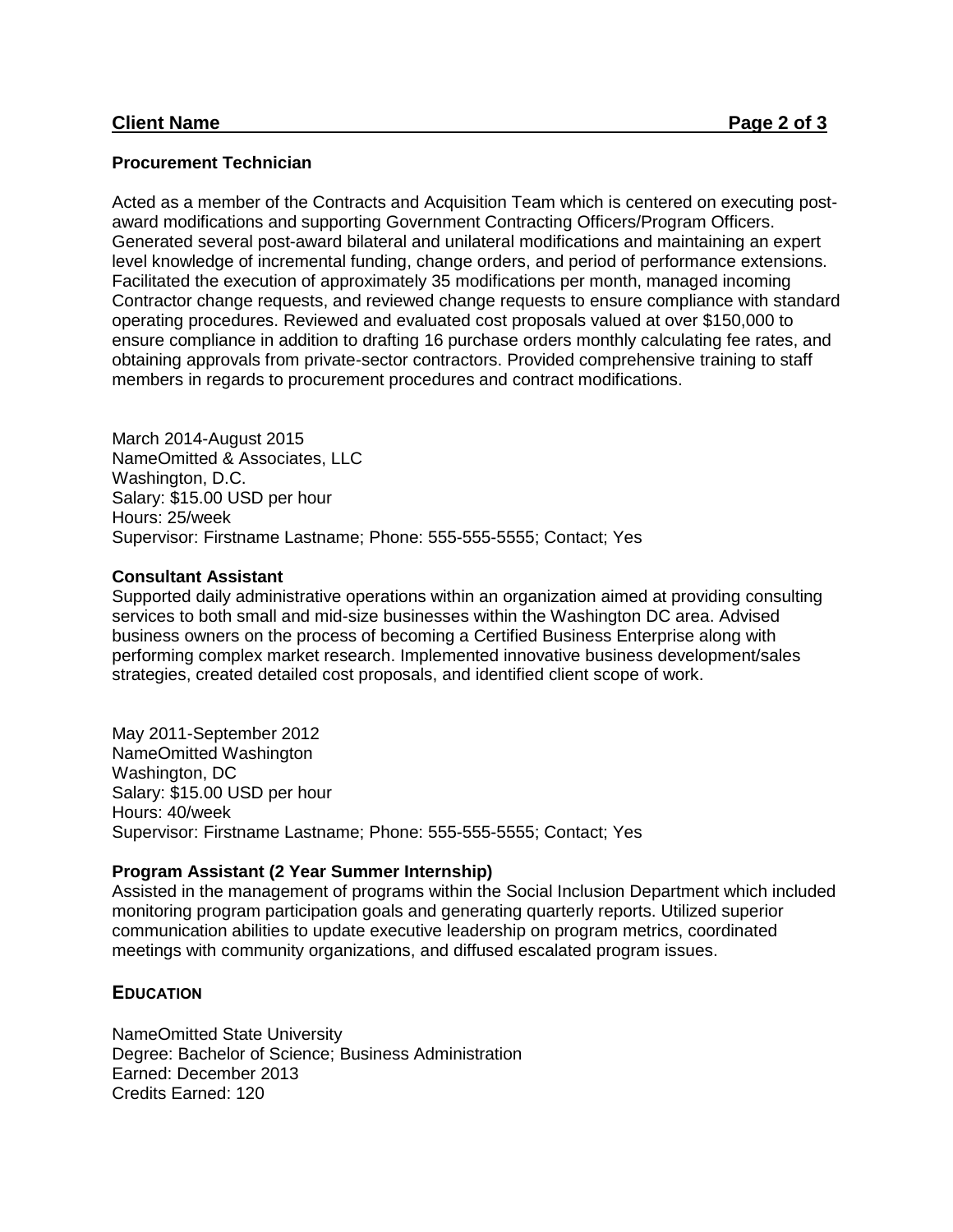**Procurement Technician**

Acted as a member of the Contracts and Acquisition Team which is centered on executing post-award modifications and supporting Government Contracting Officers/Program Officers. Generated several post-award bilateral and unilateral modifications and maintaining an expert level knowledge of incremental funding, change orders, and period of performance extensions. Facilitated the execution of approximately 35 modifications per month, managed incoming Contractor change requests, and reviewed change requests to ensure compliance with standard operating procedures. Reviewed and evaluated cost proposals valued at over $150,000 to ensure compliance in addition to drafting 16 purchase orders monthly calculating fee rates, and obtaining approvals from private-sector contractors. Provided comprehensive training to staff members in regards to procurement procedures and contract modifications.

March 2014-August 2015
NameOmitted & Associates, LLC
Washington, D.C.
Salary: $15.00 USD per hour
Hours: 25/week
Supervisor: Firstname Lastname; Phone: 555-555-5555; Contact; Yes

**Consultant Assistant**

Supported daily administrative operations within an organization aimed at providing consulting services to both small and mid-size businesses within the Washington DC area. Advised business owners on the process of becoming a Certified Business Enterprise along with performing complex market research. Implemented innovative business development/sales strategies, created detailed cost proposals, and identified client scope of work.

May 2011-September 2012
NameOmitted Washington
Washington, DC
Salary: $15.00 USD per hour
Hours: 40/week
Supervisor: Firstname Lastname; Phone: 555-555-5555; Contact; Yes

**Program Assistant (2 Year Summer Internship)**

Assisted in the management of programs within the Social Inclusion Department which included monitoring program participation goals and generating quarterly reports. Utilized superior communication abilities to update executive leadership on program metrics, coordinated meetings with community organizations, and diffused escalated program issues.

## EDUCATION

NameOmitted State University
Degree: Bachelor of Science; Business Administration
Earned: December 2013
Credits Earned: 120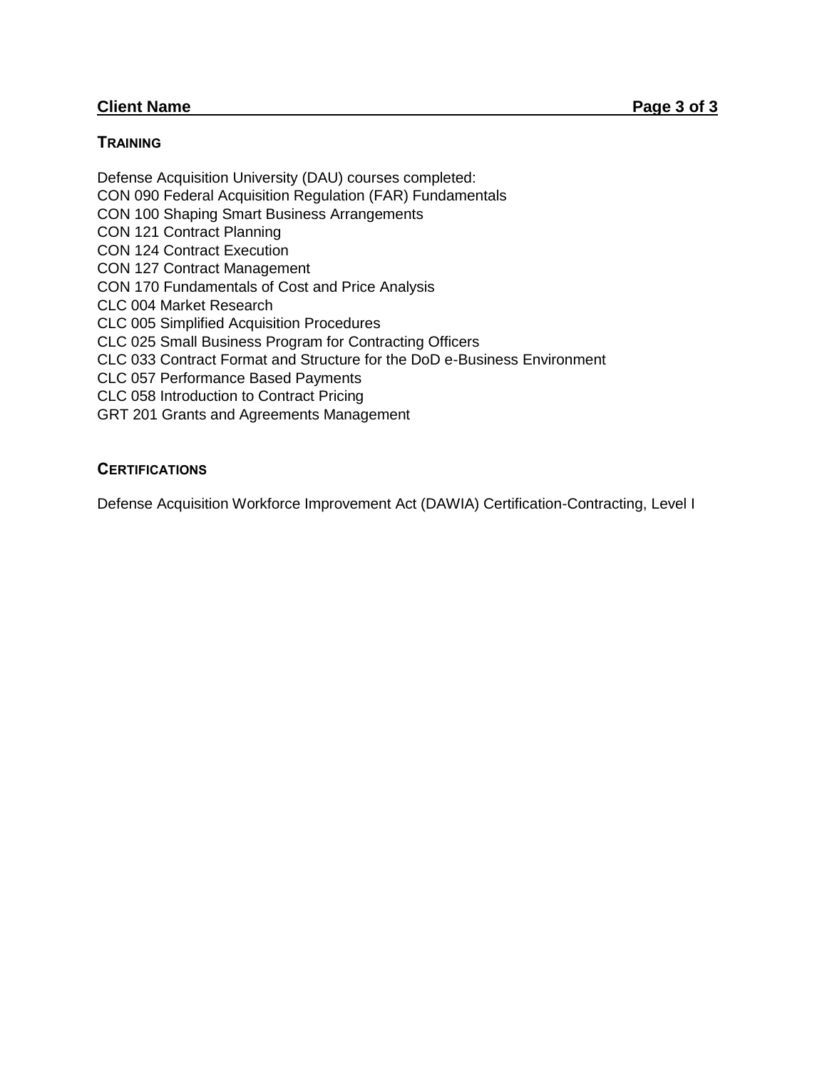## TRAINING

Defense Acquisition University (DAU) courses completed:
CON 090 Federal Acquisition Regulation (FAR) Fundamentals
CON 100 Shaping Smart Business Arrangements
CON 121 Contract Planning
CON 124 Contract Execution
CON 127 Contract Management
CON 170 Fundamentals of Cost and Price Analysis
CLC 004 Market Research
CLC 005 Simplified Acquisition Procedures
CLC 025 Small Business Program for Contracting Officers
CLC 033 Contract Format and Structure for the DoD e-Business Environment
CLC 057 Performance Based Payments
CLC 058 Introduction to Contract Pricing
GRT 201 Grants and Agreements Management

## CERTIFICATIONS

Defense Acquisition Workforce Improvement Act (DAWIA) Certification-Contracting, Level I